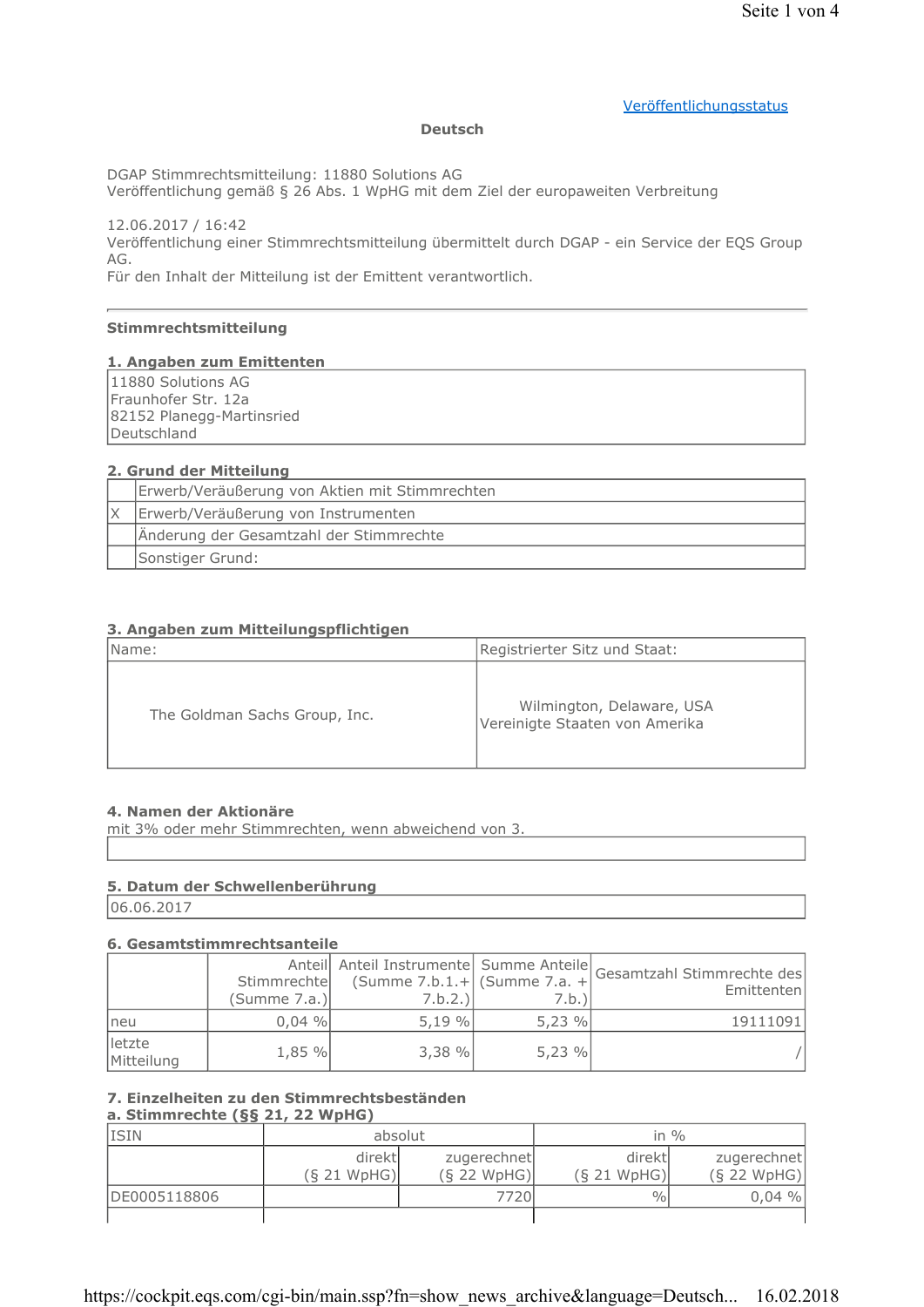Veröffentlichungsstatus

**Deutsch**

DGAP Stimmrechtsmitteilung: 11880 Solutions AG
Veröffentlichung gemäß § 26 Abs. 1 WpHG mit dem Ziel der europaweiten Verbreitung

12.06.2017 / 16:42
Veröffentlichung einer Stimmrechtsmitteilung übermittelt durch DGAP - ein Service der EQS Group AG.
Für den Inhalt der Mitteilung ist der Emittent verantwortlich.

---

**Stimmrechtsmitteilung**

**1. Angaben zum Emittenten**

11880 Solutions AG
Fraunhofer Str. 12a
82152 Planegg-Martinsried
Deutschland

**2. Grund der Mitteilung**

| | |
|---|---|
| | Erwerb/Veräußerung von Aktien mit Stimmrechten |
| X | Erwerb/Veräußerung von Instrumenten |
| | Änderung der Gesamtzahl der Stimmrechte |
| | Sonstiger Grund: |

**3. Angaben zum Mitteilungspflichtigen**

| Name: | Registrierter Sitz und Staat: |
|---|---|
| The Goldman Sachs Group, Inc. | Wilmington, Delaware, USA Vereinigte Staaten von Amerika |

**4. Namen der Aktionäre**
mit 3% oder mehr Stimmrechten, wenn abweichend von 3.

**5. Datum der Schwellenberührung**

06.06.2017

**6. Gesamtstimmrechtsanteile**

| | Anteil Stimmrechte (Summe 7.a.) | Anteil Instrumente (Summe 7.b.1.+ 7.b.2.) | Summe Anteile (Summe 7.a. + 7.b.) | Gesamtzahl Stimmrechte des Emittenten |
|---|---|---|---|---|
| neu | 0,04 % | 5,19 % | 5,23 % | 19111091 |
| letzte Mitteilung | 1,85 % | 3,38 % | 5,23 % | / |

**7. Einzelheiten zu den Stimmrechtsbeständen**
**a. Stimmrechte (§§ 21, 22 WpHG)**

| ISIN | absolut | | in % | |
|---|---|---|---|---|
| | direkt (§ 21 WpHG) | zugerechnet (§ 22 WpHG) | direkt (§ 21 WpHG) | zugerechnet (§ 22 WpHG) |
| DE0005118806 | | 7720 | % | 0,04 % |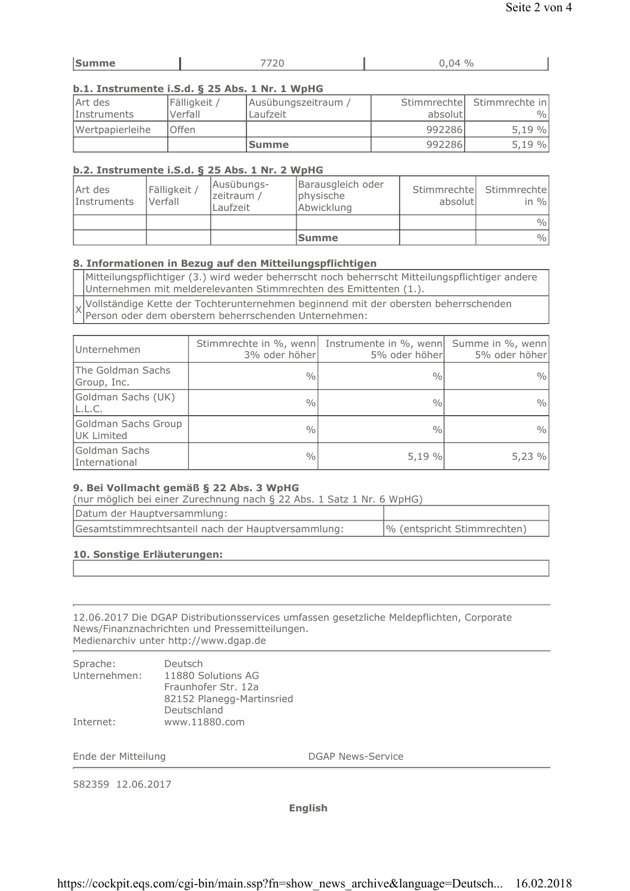| Summe | 7720 | 0,04 % |
|---|---|---|

### b.1. Instrumente i.S.d. § 25 Abs. 1 Nr. 1 WpHG

| Art des Instruments | Fälligkeit / Verfall | Ausübungszeitraum / Laufzeit | Stimmrechte absolut | Stimmrechte in % |
|---|---|---|---|---|
| Wertpapierleihe | Offen | | 992286 | 5,19 % |
| | | **Summe** | 992286 | 5,19 % |

### b.2. Instrumente i.S.d. § 25 Abs. 1 Nr. 2 WpHG

| Art des Instruments | Fälligkeit / Verfall | Ausübungs- zeitraum / Laufzeit | Barausgleich oder physische Abwicklung | Stimmrechte absolut | Stimmrechte in % |
|---|---|---|---|---|---|
| | | | | | % |
| | | | **Summe** | | % |

### 8. Informationen in Bezug auf den Mitteilungspflichtigen

| | |
|---|---|
| | Mitteilungspflichtiger (3.) wird weder beherrscht noch beherrscht Mitteilungspflichtiger andere Unternehmen mit melderelevanten Stimmrechten des Emittenten (1.). |
| X | Vollständige Kette der Tochterunternehmen beginnend mit der obersten beherrschenden Person oder dem oberstem beherrschenden Unternehmen: |

| Unternehmen | Stimmrechte in %, wenn 3% oder höher | Instrumente in %, wenn 5% oder höher | Summe in %, wenn 5% oder höher |
|---|---|---|---|
| The Goldman Sachs Group, Inc. | % | % | % |
| Goldman Sachs (UK) L.L.C. | % | % | % |
| Goldman Sachs Group UK Limited | % | % | % |
| Goldman Sachs International | % | 5,19 % | 5,23 % |

### 9. Bei Vollmacht gemäß § 22 Abs. 3 WpHG

(nur möglich bei einer Zurechnung nach § 22 Abs. 1 Satz 1 Nr. 6 WpHG)

| Datum der Hauptversammlung: | |
|---|---|
| Gesamtstimmrechtsanteil nach der Hauptversammlung: | % (entspricht Stimmrechten) |

### 10. Sonstige Erläuterungen:

---

12.06.2017 Die DGAP Distributionsservices umfassen gesetzliche Meldepflichten, Corporate News/Finanznachrichten und Pressemitteilungen.
Medienarchiv unter http://www.dgap.de

---

| | |
|---|---|
| Sprache: | Deutsch |
| Unternehmen: | 11880 Solutions AG<br>Fraunhofer Str. 12a<br>82152 Planegg-Martinsried<br>Deutschland |
| Internet: | www.11880.com |

Ende der Mitteilung DGAP News-Service

---

582359 12.06.2017

**English**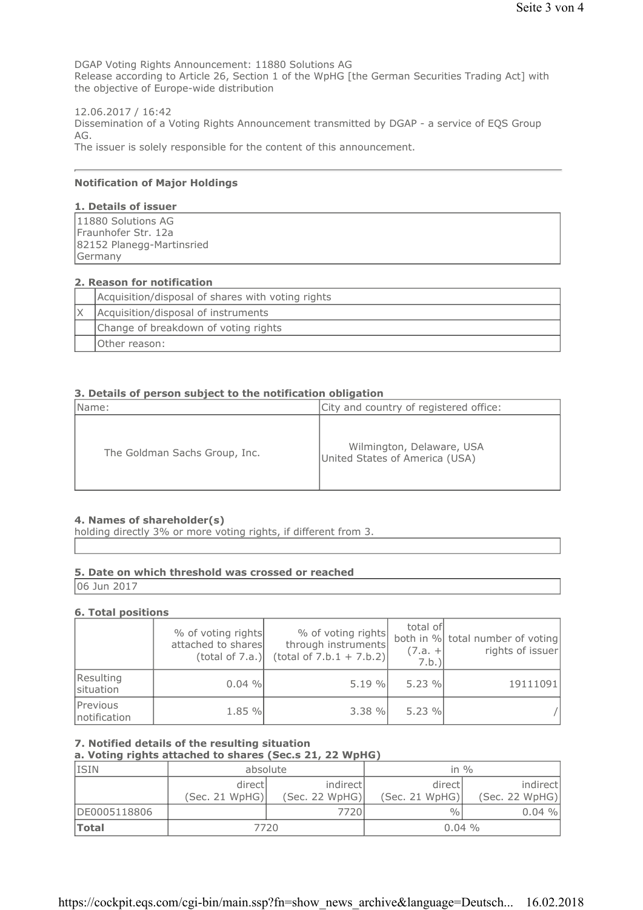DGAP Voting Rights Announcement: 11880 Solutions AG
Release according to Article 26, Section 1 of the WpHG [the German Securities Trading Act] with the objective of Europe-wide distribution

12.06.2017 / 16:42
Dissemination of a Voting Rights Announcement transmitted by DGAP - a service of EQS Group AG.
The issuer is solely responsible for the content of this announcement.

---

**Notification of Major Holdings**

**1. Details of issuer**

| 11880 Solutions AG<br>Fraunhofer Str. 12a<br>82152 Planegg-Martinsried<br>Germany |
|---|

**2. Reason for notification**

| | |
|---|---|
| | Acquisition/disposal of shares with voting rights |
| X | Acquisition/disposal of instruments |
| | Change of breakdown of voting rights |
| | Other reason: |

**3. Details of person subject to the notification obligation**

| Name: | City and country of registered office: |
|---|---|
| The Goldman Sachs Group, Inc. | Wilmington, Delaware, USA<br>United States of America (USA) |

**4. Names of shareholder(s)**
holding directly 3% or more voting rights, if different from 3.

| |
|---|

**5. Date on which threshold was crossed or reached**

| 06 Jun 2017 |
|---|

**6. Total positions**

| | % of voting rights attached to shares (total of 7.a.) | % of voting rights through instruments (total of 7.b.1 + 7.b.2) | total of both in % (7.a. + 7.b.) | total number of voting rights of issuer |
|---|---|---|---|---|
| Resulting situation | 0.04 % | 5.19 % | 5.23 % | 19111091 |
| Previous notification | 1.85 % | 3.38 % | 5.23 % | / |

**7. Notified details of the resulting situation**
**a. Voting rights attached to shares (Sec.s 21, 22 WpHG)**

| ISIN | absolute | | in % | |
|---|---|---|---|---|
| | direct (Sec. 21 WpHG) | indirect (Sec. 22 WpHG) | direct (Sec. 21 WpHG) | indirect (Sec. 22 WpHG) |
| DE0005118806 | | 7720 | % | 0.04 % |
| **Total** | 7720 | | 0.04 % | |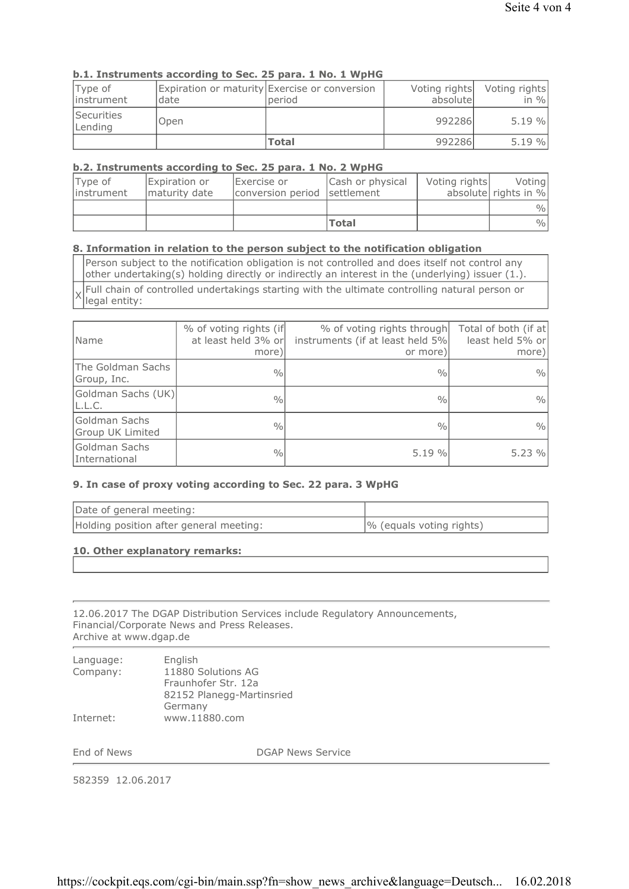#### b.1. Instruments according to Sec. 25 para. 1 No. 1 WpHG

| Type of instrument | Expiration or maturity date | Exercise or conversion period | Voting rights absolute | Voting rights in % |
|---|---|---|---|---|
| Securities Lending | Open | | 992286 | 5.19 % |
| | | **Total** | 992286 | 5.19 % |

#### b.2. Instruments according to Sec. 25 para. 1 No. 2 WpHG

| Type of instrument | Expiration or maturity date | Exercise or conversion period | Cash or physical settlement | Voting rights absolute | Voting rights in % |
|---|---|---|---|---|---|
| | | | | | % |
| | | | **Total** | | % |

#### 8. Information in relation to the person subject to the notification obligation

| | |
|---|---|
| | Person subject to the notification obligation is not controlled and does itself not control any other undertaking(s) holding directly or indirectly an interest in the (underlying) issuer (1.). |
| X | Full chain of controlled undertakings starting with the ultimate controlling natural person or legal entity: |

| Name | % of voting rights (if at least held 3% or more) | % of voting rights through instruments (if at least held 5% or more) | Total of both (if at least held 5% or more) |
|---|---|---|---|
| The Goldman Sachs Group, Inc. | % | % | % |
| Goldman Sachs (UK) L.L.C. | % | % | % |
| Goldman Sachs Group UK Limited | % | % | % |
| Goldman Sachs International | % | 5.19 % | 5.23 % |

#### 9. In case of proxy voting according to Sec. 22 para. 3 WpHG

| | |
|---|---|
| Date of general meeting: | |
| Holding position after general meeting: | % (equals voting rights) |

#### 10. Other explanatory remarks:

---

12.06.2017 The DGAP Distribution Services include Regulatory Announcements, Financial/Corporate News and Press Releases.
Archive at www.dgap.de

---

| | |
|---|---|
| Language: | English |
| Company: | 11880 Solutions AG<br>Fraunhofer Str. 12a<br>82152 Planegg-Martinsried<br>Germany |
| Internet: | www.11880.com |

End of News DGAP News Service

---

582359 12.06.2017